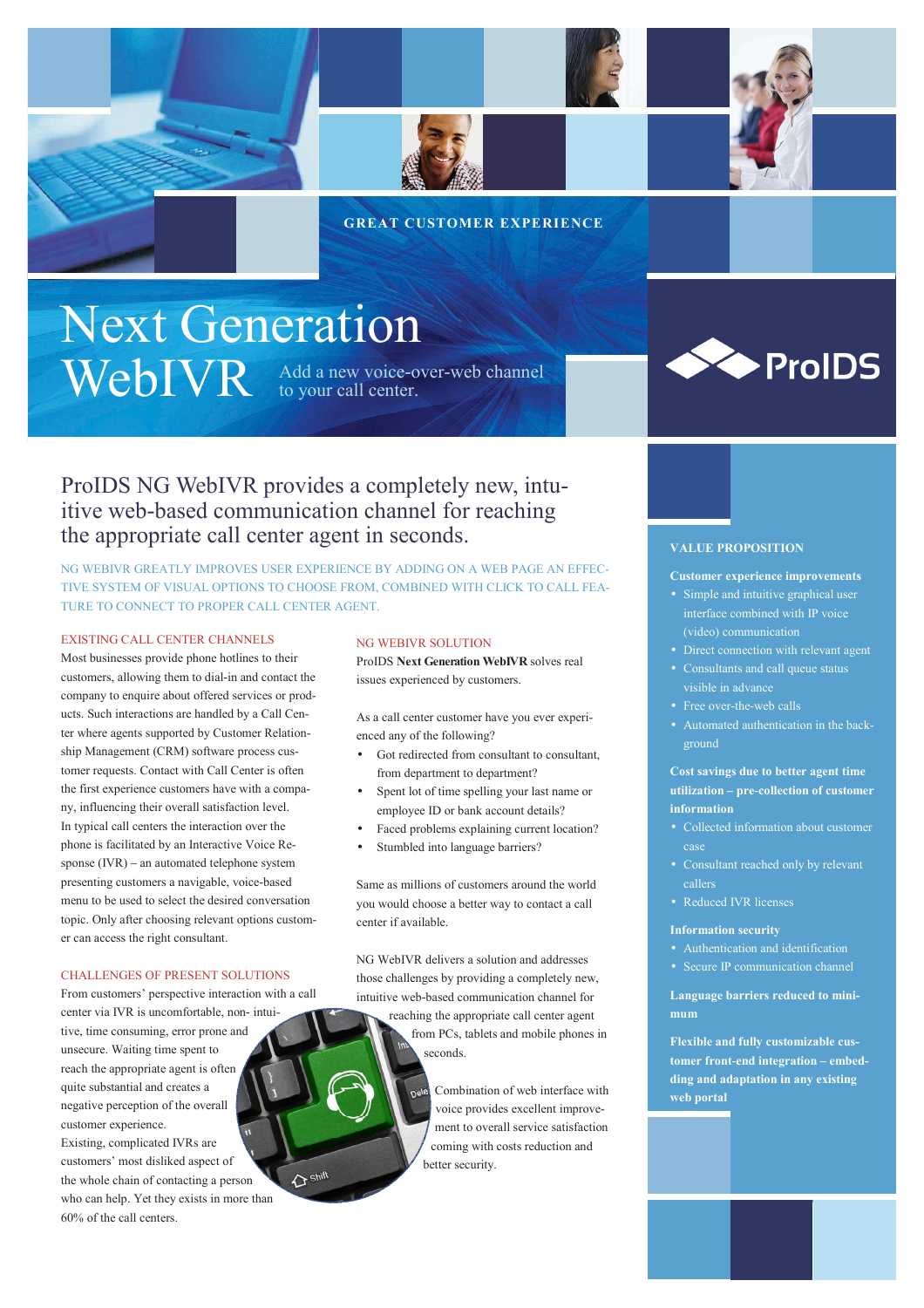GREAT CUSTOMER EXPERIENCE

# Next Generation WebIVR

Add a new voice-over-web channel to your call center.

ProIDS

## ProIDS NG WebIVR provides a completely new, intuitive web-based communication channel for reaching the appropriate call center agent in seconds.

NG WEBIVR GREATLY IMPROVES USER EXPERIENCE BY ADDING ON A WEB PAGE AN EFFECTIVE SYSTEM OF VISUAL OPTIONS TO CHOOSE FROM, COMBINED WITH CLICK TO CALL FEATURE TO CONNECT TO PROPER CALL CENTER AGENT.

### EXISTING CALL CENTER CHANNELS

Most businesses provide phone hotlines to their customers, allowing them to dial-in and contact the company to enquire about offered services or products. Such interactions are handled by a Call Center where agents supported by Customer Relationship Management (CRM) software process customer requests. Contact with Call Center is often the first experience customers have with a company, influencing their overall satisfaction level. In typical call centers the interaction over the phone is facilitated by an Interactive Voice Response (IVR) – an automated telephone system presenting customers a navigable, voice-based menu to be used to select the desired conversation topic. Only after choosing relevant options customer can access the right consultant.

### CHALLENGES OF PRESENT SOLUTIONS

From customers' perspective interaction with a call center via IVR is uncomfortable, non- intuitive, time consuming, error prone and unsecure. Waiting time spent to reach the appropriate agent is often quite substantial and creates a negative perception of the overall customer experience.
Existing, complicated IVRs are customers' most disliked aspect of the whole chain of contacting a person who can help. Yet they exists in more than 60% of the call centers.

### NG WEBIVR SOLUTION

ProIDS **Next Generation WebIVR** solves real issues experienced by customers.

As a call center customer have you ever experienced any of the following?

- Got redirected from consultant to consultant, from department to department?
- Spent lot of time spelling your last name or employee ID or bank account details?
- Faced problems explaining current location?
- Stumbled into language barriers?

Same as millions of customers around the world you would choose a better way to contact a call center if available.

NG WebIVR delivers a solution and addresses those challenges by providing a completely new, intuitive web-based communication channel for reaching the appropriate call center agent from PCs, tablets and mobile phones in seconds.

Combination of web interface with voice provides excellent improvement to overall service satisfaction coming with costs reduction and better security.

### VALUE PROPOSITION

**Customer experience improvements**

- Simple and intuitive graphical user interface combined with IP voice (video) communication
- Direct connection with relevant agent
- Consultants and call queue status visible in advance
- Free over-the-web calls
- Automated authentication in the background

**Cost savings due to better agent time utilization – pre-collection of customer information**

- Collected information about customer case
- Consultant reached only by relevant callers
- Reduced IVR licenses

**Information security**

- Authentication and identification
- Secure IP communication channel

**Language barriers reduced to minimum**

**Flexible and fully customizable customer front-end integration – embedding and adaptation in any existing web portal**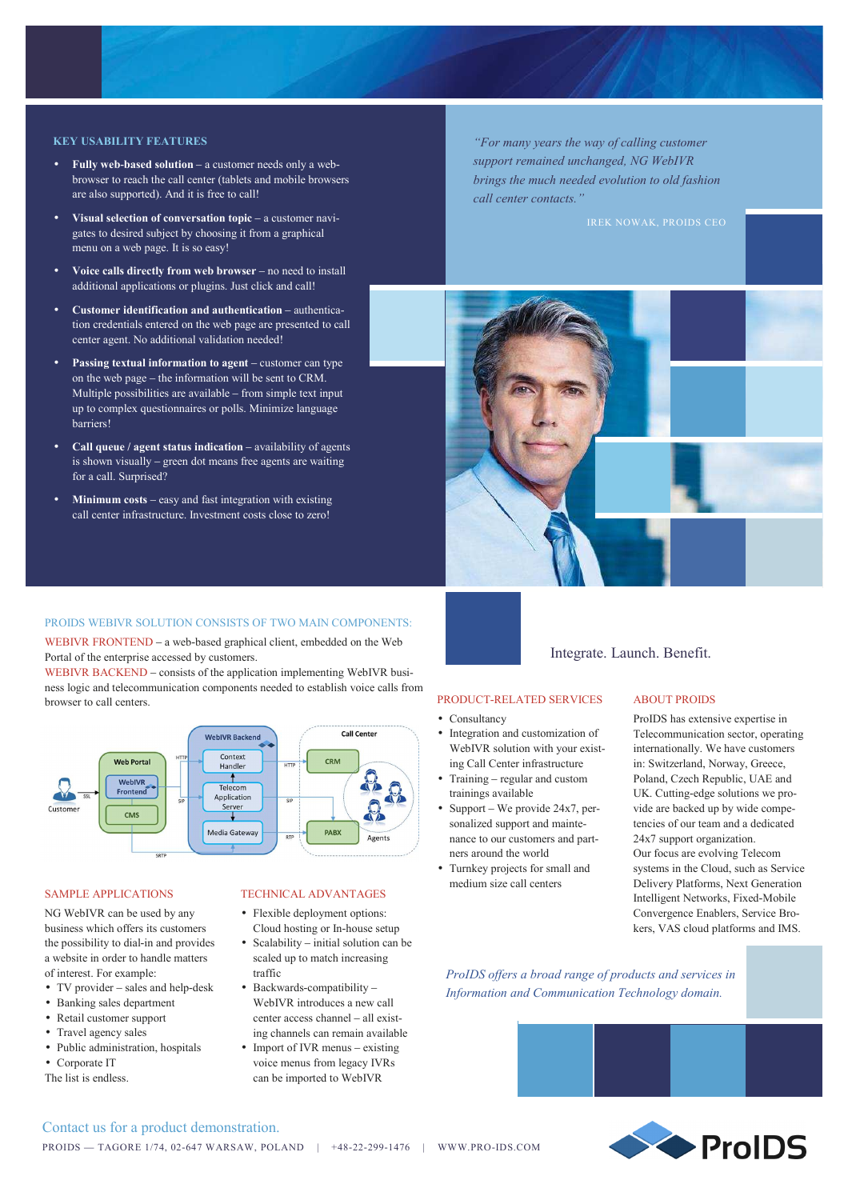## KEY USABILITY FEATURES

- **Fully web-based solution** – a customer needs only a web-browser to reach the call center (tablets and mobile browsers are also supported). And it is free to call!
- **Visual selection of conversation topic** – a customer navigates to desired subject by choosing it from a graphical menu on a web page. It is so easy!
- **Voice calls directly from web browser** – no need to install additional applications or plugins. Just click and call!
- **Customer identification and authentication** – authentication credentials entered on the web page are presented to call center agent. No additional validation needed!
- **Passing textual information to agent** – customer can type on the web page – the information will be sent to CRM. Multiple possibilities are available – from simple text input up to complex questionnaires or polls. Minimize language barriers!
- **Call queue / agent status indication** – availability of agents is shown visually – green dot means free agents are waiting for a call. Surprised?
- **Minimum costs** – easy and fast integration with existing call center infrastructure. Investment costs close to zero!

*"For many years the way of calling customer support remained unchanged, NG WebIVR brings the much needed evolution to old fashion call center contacts."*

IREK NOWAK, PROIDS CEO

PROIDS WEBIVR SOLUTION CONSISTS OF TWO MAIN COMPONENTS:

WEBIVR FRONTEND – a web-based graphical client, embedded on the Web Portal of the enterprise accessed by customers.

WEBIVR BACKEND – consists of the application implementing WebIVR business logic and telecommunication components needed to establish voice calls from browser to call centers.

Customer
SSL
Web Portal
WebIVR Frontend
CMS
HTTP
SIP
SRTP
WebIVR Backend
Context Handler
Telecom Application Server
Media Gateway
HTTP
SIP
RTP
Call Center
CRM
PABX
Agents

Integrate. Launch. Benefit.

## SAMPLE APPLICATIONS

NG WebIVR can be used by any business which offers its customers the possibility to dial-in and provides a website in order to handle matters of interest. For example:

- TV provider – sales and help-desk
- Banking sales department
- Retail customer support
- Travel agency sales
- Public administration, hospitals
- Corporate IT

The list is endless.

## TECHNICAL ADVANTAGES

- Flexible deployment options: Cloud hosting or In-house setup
- Scalability – initial solution can be scaled up to match increasing traffic
- Backwards-compatibility – WebIVR introduces a new call center access channel – all existing channels can remain available
- Import of IVR menus – existing voice menus from legacy IVRs can be imported to WebIVR

## PRODUCT-RELATED SERVICES

- Consultancy
- Integration and customization of WebIVR solution with your existing Call Center infrastructure
- Training – regular and custom trainings available
- Support – We provide 24x7, personalized support and maintenance to our customers and partners around the world
- Turnkey projects for small and medium size call centers

## ABOUT PROIDS

ProIDS has extensive expertise in Telecommunication sector, operating internationally. We have customers in: Switzerland, Norway, Greece, Poland, Czech Republic, UAE and UK. Cutting-edge solutions we provide are backed up by wide competencies of our team and a dedicated 24x7 support organization.
Our focus are evolving Telecom systems in the Cloud, such as Service Delivery Platforms, Next Generation Intelligent Networks, Fixed-Mobile Convergence Enablers, Service Brokers, VAS cloud platforms and IMS.

*ProIDS offers a broad range of products and services in Information and Communication Technology domain.*

Contact us for a product demonstration.

PROIDS — TAGORE 1/74, 02-647 WARSAW, POLAND | +48-22-299-1476 | WWW.PRO-IDS.COM

ProIDS